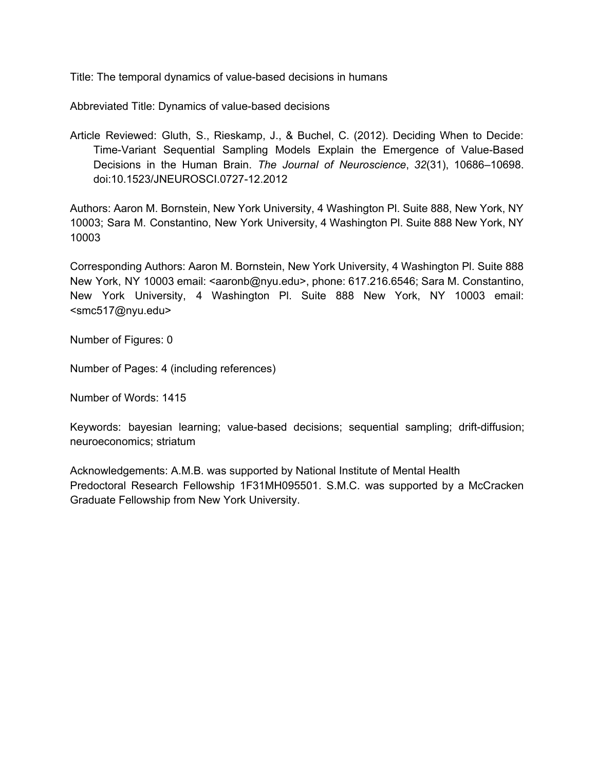Title: The temporal dynamics of value-based decisions in humans

Abbreviated Title: Dynamics of value-based decisions

Article Reviewed: Gluth, S., Rieskamp, J., & Buchel, C. (2012). Deciding When to Decide: Time-Variant Sequential Sampling Models Explain the Emergence of Value-Based Decisions in the Human Brain. *The Journal of Neuroscience*, *32*(31), 10686–10698. doi:10.1523/JNEUROSCI.0727-12.2012

Authors: Aaron M. Bornstein, New York University, 4 Washington Pl. Suite 888, New York, NY 10003; Sara M. Constantino, New York University, 4 Washington Pl. Suite 888 New York, NY 10003

Corresponding Authors: Aaron M. Bornstein, New York University, 4 Washington Pl. Suite 888 New York, NY 10003 email: <aaronb@nyu.edu>, phone: 617.216.6546; Sara M. Constantino, New York University, 4 Washington Pl. Suite 888 New York, NY 10003 email: <smc517@nyu.edu>

Number of Figures: 0

Number of Pages: 4 (including references)

Number of Words: 1415

Keywords: bayesian learning; value-based decisions; sequential sampling; drift-diffusion; neuroeconomics; striatum

Acknowledgements: A.M.B. was supported by National Institute of Mental Health Predoctoral Research Fellowship 1F31MH095501. S.M.C. was supported by a McCracken Graduate Fellowship from New York University.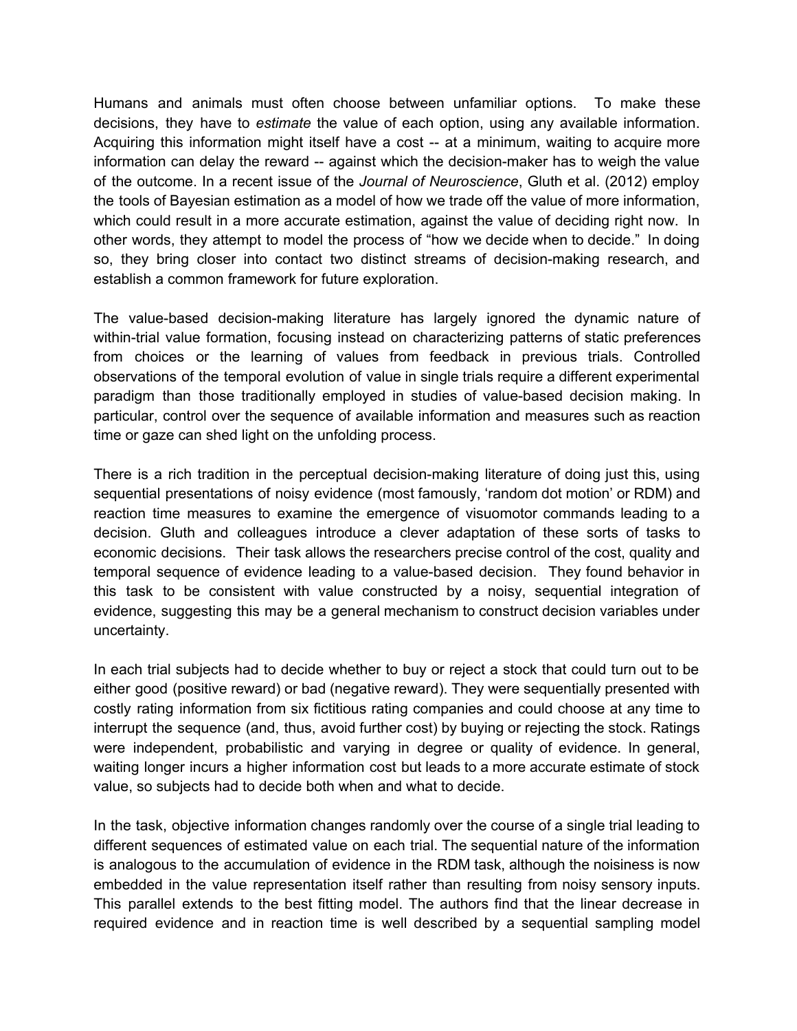Humans and animals must often choose between unfamiliar options. To make these decisions, they have to *estimate* the value of each option, using any available information. Acquiring this information might itself have a cost -- at a minimum, waiting to acquire more information can delay the reward -- against which the decision-maker has to weigh the value of the outcome. In a recent issue of the *Journal of Neuroscience*, Gluth et al. (2012) employ the tools of Bayesian estimation as a model of how we trade off the value of more information, which could result in a more accurate estimation, against the value of deciding right now. In other words, they attempt to model the process of "how we decide when to decide." In doing so, they bring closer into contact two distinct streams of decision-making research, and establish a common framework for future exploration.

The value-based decision-making literature has largely ignored the dynamic nature of within-trial value formation, focusing instead on characterizing patterns of static preferences from choices or the learning of values from feedback in previous trials. Controlled observations of the temporal evolution of value in single trials require a different experimental paradigm than those traditionally employed in studies of value-based decision making. In particular, control over the sequence of available information and measures such as reaction time or gaze can shed light on the unfolding process.

There is a rich tradition in the perceptual decision-making literature of doing just this, using sequential presentations of noisy evidence (most famously, 'random dot motion' or RDM) and reaction time measures to examine the emergence of visuomotor commands leading to a decision. Gluth and colleagues introduce a clever adaptation of these sorts of tasks to economic decisions. Their task allows the researchers precise control of the cost, quality and temporal sequence of evidence leading to a value-based decision. They found behavior in this task to be consistent with value constructed by a noisy, sequential integration of evidence, suggesting this may be a general mechanism to construct decision variables under uncertainty.

In each trial subjects had to decide whether to buy or reject a stock that could turn out to be either good (positive reward) or bad (negative reward). They were sequentially presented with costly rating information from six fictitious rating companies and could choose at any time to interrupt the sequence (and, thus, avoid further cost) by buying or rejecting the stock. Ratings were independent, probabilistic and varying in degree or quality of evidence. In general, waiting longer incurs a higher information cost but leads to a more accurate estimate of stock value, so subjects had to decide both when and what to decide.

In the task, objective information changes randomly over the course of a single trial leading to different sequences of estimated value on each trial. The sequential nature of the information is analogous to the accumulation of evidence in the RDM task, although the noisiness is now embedded in the value representation itself rather than resulting from noisy sensory inputs. This parallel extends to the best fitting model. The authors find that the linear decrease in required evidence and in reaction time is well described by a sequential sampling model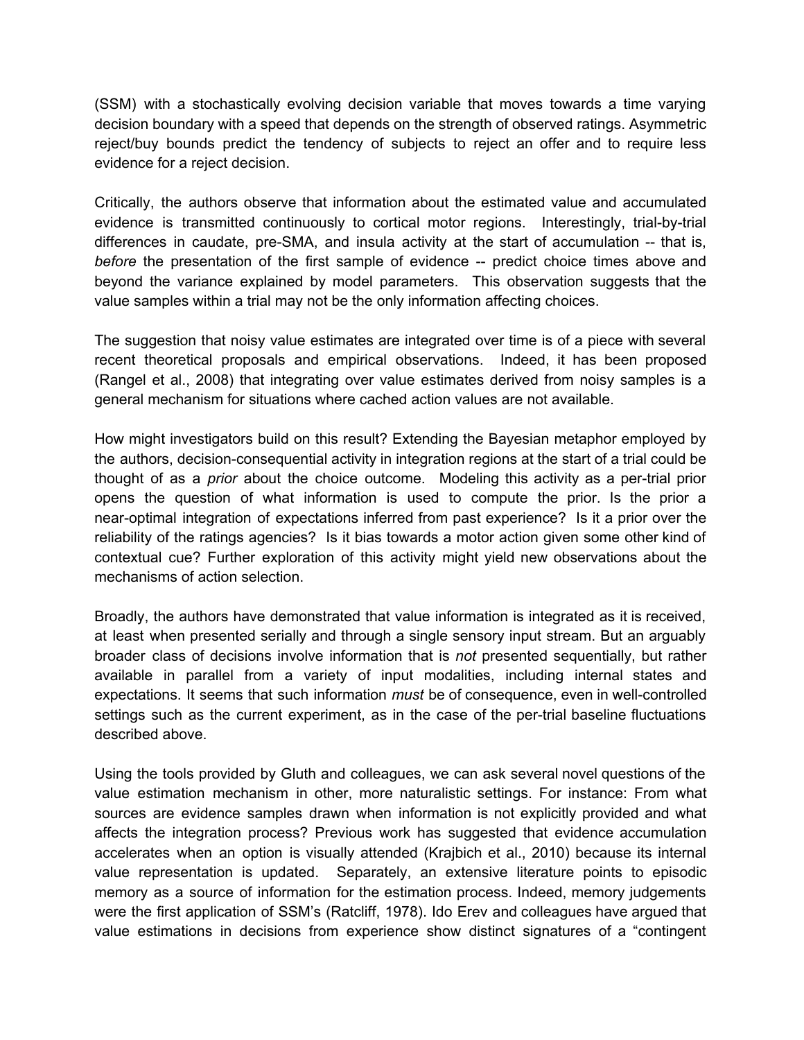(SSM) with a stochastically evolving decision variable that moves towards a time varying decision boundary with a speed that depends on the strength of observed ratings. Asymmetric reject/buy bounds predict the tendency of subjects to reject an offer and to require less evidence for a reject decision.

Critically, the authors observe that information about the estimated value and accumulated evidence is transmitted continuously to cortical motor regions. Interestingly, trial-by-trial differences in caudate, pre-SMA, and insula activity at the start of accumulation -- that is, *before* the presentation of the first sample of evidence -- predict choice times above and beyond the variance explained by model parameters. This observation suggests that the value samples within a trial may not be the only information affecting choices.

The suggestion that noisy value estimates are integrated over time is of a piece with several recent theoretical proposals and empirical observations. Indeed, it has been proposed (Rangel et al., 2008) that integrating over value estimates derived from noisy samples is a general mechanism for situations where cached action values are not available.

How might investigators build on this result? Extending the Bayesian metaphor employed by the authors, decision-consequential activity in integration regions at the start of a trial could be thought of as a *prior* about the choice outcome. Modeling this activity as a per-trial prior opens the question of what information is used to compute the prior. Is the prior a near-optimal integration of expectations inferred from past experience? Is it a prior over the reliability of the ratings agencies? Is it bias towards a motor action given some other kind of contextual cue? Further exploration of this activity might yield new observations about the mechanisms of action selection.

Broadly, the authors have demonstrated that value information is integrated as it is received, at least when presented serially and through a single sensory input stream. But an arguably broader class of decisions involve information that is *not* presented sequentially, but rather available in parallel from a variety of input modalities, including internal states and expectations. It seems that such information *must* be of consequence, even in well-controlled settings such as the current experiment, as in the case of the per-trial baseline fluctuations described above.

Using the tools provided by Gluth and colleagues, we can ask several novel questions of the value estimation mechanism in other, more naturalistic settings. For instance: From what sources are evidence samples drawn when information is not explicitly provided and what affects the integration process? Previous work has suggested that evidence accumulation accelerates when an option is visually attended (Krajbich et al., 2010) because its internal value representation is updated. Separately, an extensive literature points to episodic memory as a source of information for the estimation process. Indeed, memory judgements were the first application of SSM's (Ratcliff, 1978). Ido Erev and colleagues have argued that value estimations in decisions from experience show distinct signatures of a "contingent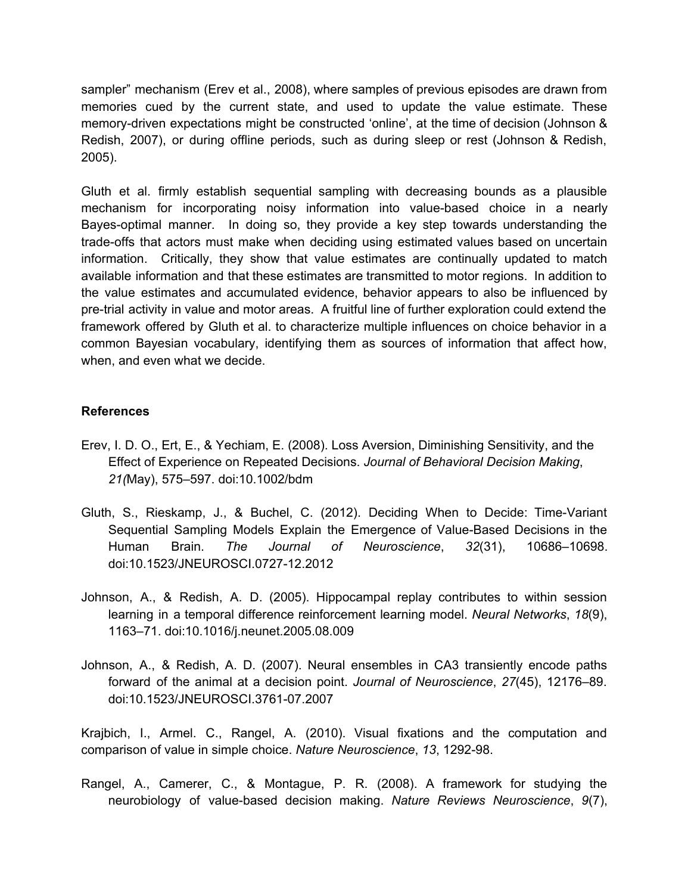sampler" mechanism (Erev et al., 2008), where samples of previous episodes are drawn from memories cued by the current state, and used to update the value estimate. These memory-driven expectations might be constructed 'online', at the time of decision (Johnson & Redish, 2007), or during offline periods, such as during sleep or rest (Johnson & Redish, 2005).

Gluth et al. firmly establish sequential sampling with decreasing bounds as a plausible mechanism for incorporating noisy information into value-based choice in a nearly Bayes-optimal manner. In doing so, they provide a key step towards understanding the trade-offs that actors must make when deciding using estimated values based on uncertain information. Critically, they show that value estimates are continually updated to match available information and that these estimates are transmitted to motor regions. In addition to the value estimates and accumulated evidence, behavior appears to also be influenced by pre-trial activity in value and motor areas. A fruitful line of further exploration could extend the framework offered by Gluth et al. to characterize multiple influences on choice behavior in a common Bayesian vocabulary, identifying them as sources of information that affect how, when, and even what we decide.

**References**

Erev, I. D. O., Ert, E., & Yechiam, E. (2008). Loss Aversion, Diminishing Sensitivity, and the Effect of Experience on Repeated Decisions. *Journal of Behavioral Decision Making*, *21(*May), 575–597. doi:10.1002/bdm

Gluth, S., Rieskamp, J., & Buchel, C. (2012). Deciding When to Decide: Time-Variant Sequential Sampling Models Explain the Emergence of Value-Based Decisions in the Human Brain. *The Journal of Neuroscience*, *32*(31), 10686–10698. doi:10.1523/JNEUROSCI.0727-12.2012

Johnson, A., & Redish, A. D. (2005). Hippocampal replay contributes to within session learning in a temporal difference reinforcement learning model. *Neural Networks*, *18*(9), 1163–71. doi:10.1016/j.neunet.2005.08.009

Johnson, A., & Redish, A. D. (2007). Neural ensembles in CA3 transiently encode paths forward of the animal at a decision point. *Journal of Neuroscience*, *27*(45), 12176–89. doi:10.1523/JNEUROSCI.3761-07.2007

Krajbich, I., Armel. C., Rangel, A. (2010). Visual fixations and the computation and comparison of value in simple choice. *Nature Neuroscience*, *13*, 1292-98.

Rangel, A., Camerer, C., & Montague, P. R. (2008). A framework for studying the neurobiology of value-based decision making. *Nature Reviews Neuroscience*, *9*(7),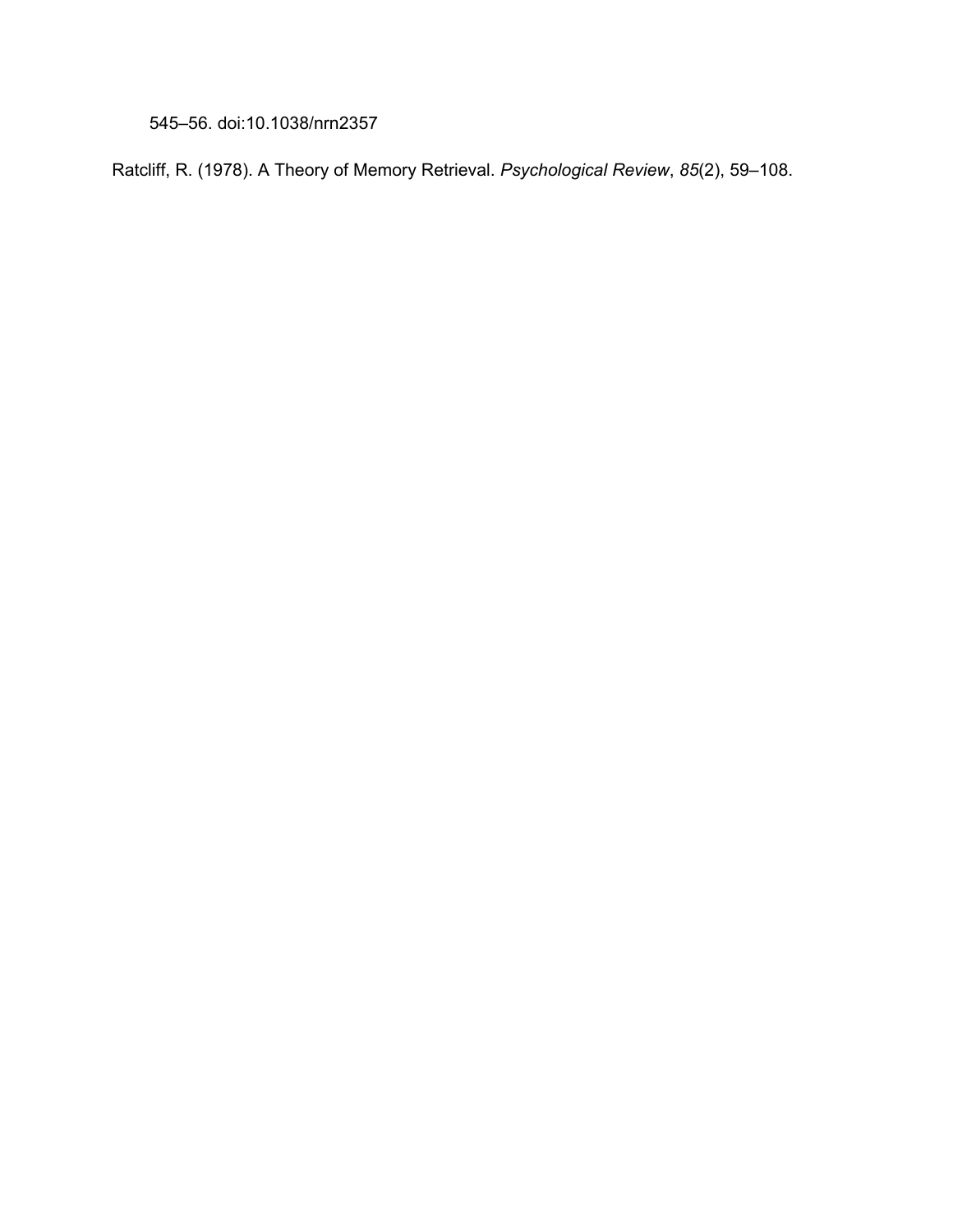545–56. doi:10.1038/nrn2357

Ratcliff, R. (1978). A Theory of Memory Retrieval. *Psychological Review*, *85*(2), 59–108.